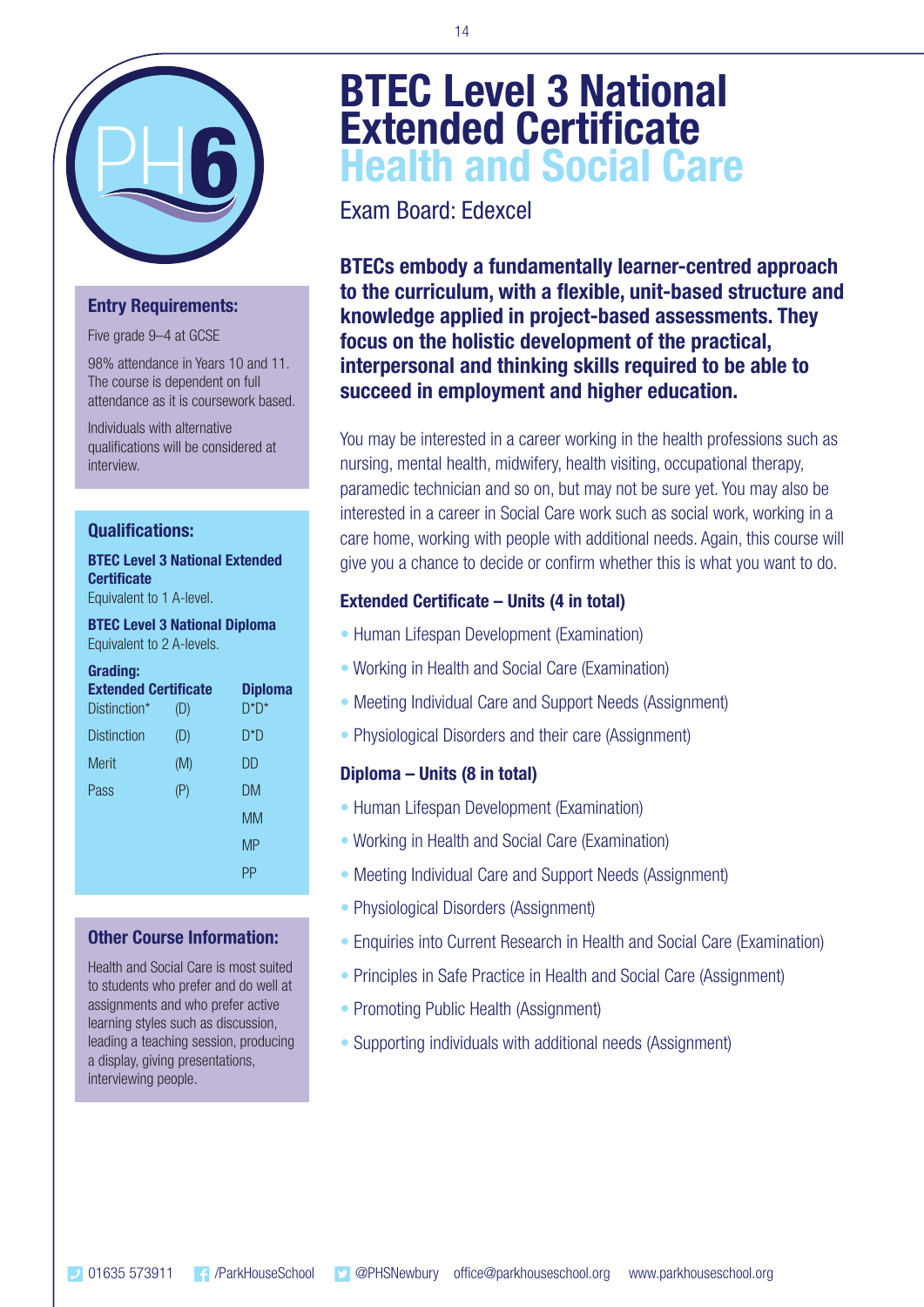# BTEC Level 3 National Extended Certificate Health and Social Care

Exam Board: Edexcel

**BTECs embody a fundamentally learner-centred approach to the curriculum, with a flexible, unit-based structure and knowledge applied in project-based assessments. They focus on the holistic development of the practical, interpersonal and thinking skills required to be able to succeed in employment and higher education.**

You may be interested in a career working in the health professions such as nursing, mental health, midwifery, health visiting, occupational therapy, paramedic technician and so on, but may not be sure yet. You may also be interested in a career in Social Care work such as social work, working in a care home, working with people with additional needs. Again, this course will give you a chance to decide or confirm whether this is what you want to do.

### Extended Certificate – Units (4 in total)

- Human Lifespan Development (Examination)
- Working in Health and Social Care (Examination)
- Meeting Individual Care and Support Needs (Assignment)
- Physiological Disorders and their care (Assignment)

### Diploma – Units (8 in total)

- Human Lifespan Development (Examination)
- Working in Health and Social Care (Examination)
- Meeting Individual Care and Support Needs (Assignment)
- Physiological Disorders (Assignment)
- Enquiries into Current Research in Health and Social Care (Examination)
- Principles in Safe Practice in Health and Social Care (Assignment)
- Promoting Public Health (Assignment)
- Supporting individuals with additional needs (Assignment)

### Entry Requirements:

Five grade 9–4 at GCSE

98% attendance in Years 10 and 11. The course is dependent on full attendance as it is coursework based.

Individuals with alternative qualifications will be considered at interview.

### Qualifications:

**BTEC Level 3 National Extended Certificate**
Equivalent to 1 A-level.

**BTEC Level 3 National Diploma**
Equivalent to 2 A-levels.

**Grading:**

| Extended Certificate | | Diploma |
|---|---|---|
| Distinction* | (D) | D*D* |
| Distinction | (D) | D*D |
| Merit | (M) | DD |
| Pass | (P) | DM |
| | | MM |
| | | MP |
| | | PP |

### Other Course Information:

Health and Social Care is most suited to students who prefer and do well at assignments and who prefer active learning styles such as discussion, leading a teaching session, producing a display, giving presentations, interviewing people.

01635 573911 /ParkHouseSchool @PHSNewbury office@parkhouseschool.org www.parkhouseschool.org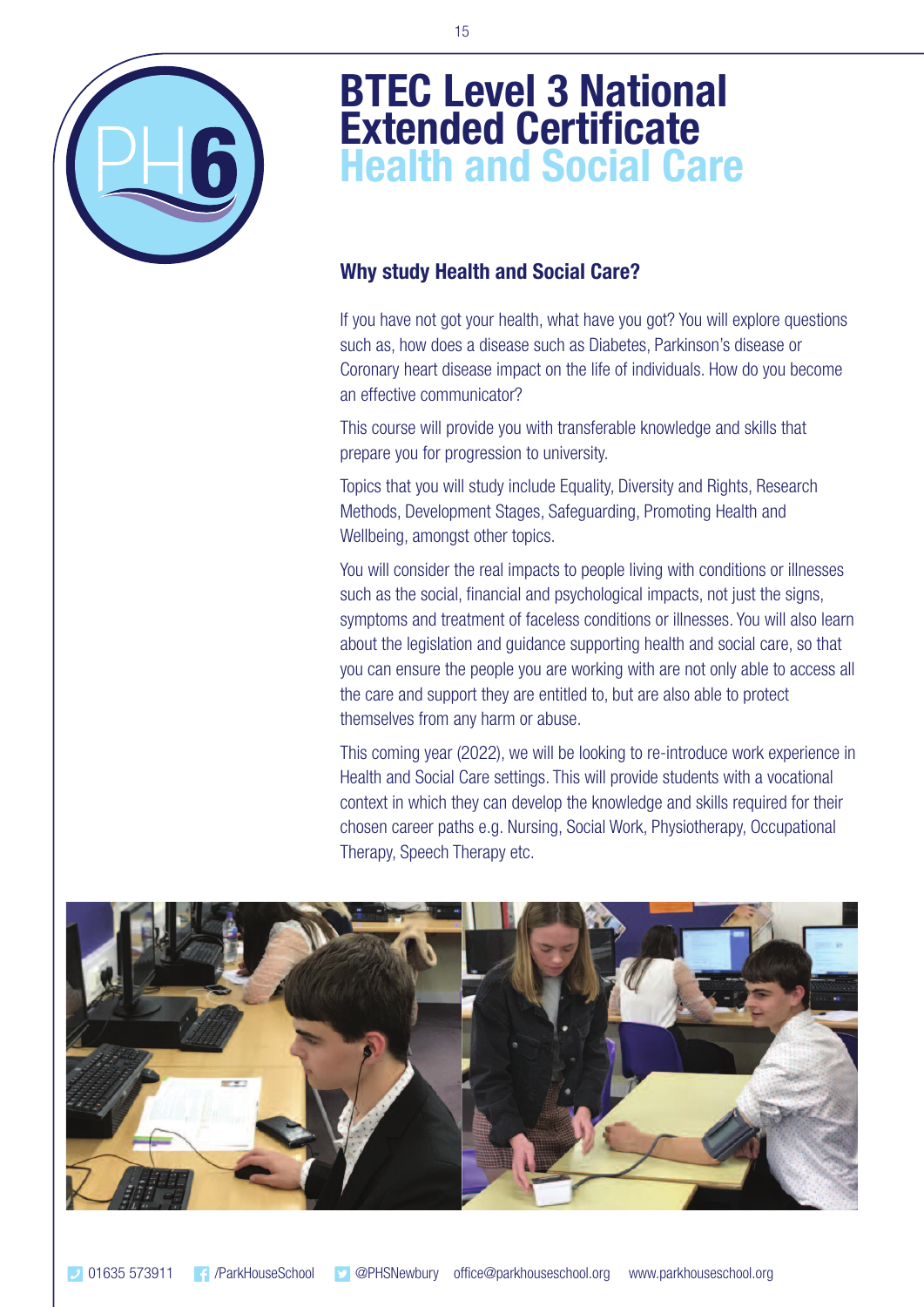# BTEC Level 3 National Extended Certificate Health and Social Care

## Why study Health and Social Care?

If you have not got your health, what have you got? You will explore questions such as, how does a disease such as Diabetes, Parkinson's disease or Coronary heart disease impact on the life of individuals. How do you become an effective communicator?

This course will provide you with transferable knowledge and skills that prepare you for progression to university.

Topics that you will study include Equality, Diversity and Rights, Research Methods, Development Stages, Safeguarding, Promoting Health and Wellbeing, amongst other topics.

You will consider the real impacts to people living with conditions or illnesses such as the social, financial and psychological impacts, not just the signs, symptoms and treatment of faceless conditions or illnesses. You will also learn about the legislation and guidance supporting health and social care, so that you can ensure the people you are working with are not only able to access all the care and support they are entitled to, but are also able to protect themselves from any harm or abuse.

This coming year (2022), we will be looking to re-introduce work experience in Health and Social Care settings. This will provide students with a vocational context in which they can develop the knowledge and skills required for their chosen career paths e.g. Nursing, Social Work, Physiotherapy, Occupational Therapy, Speech Therapy etc.

01635 573911 /ParkHouseSchool @PHSNewbury office@parkhouseschool.org www.parkhouseschool.org